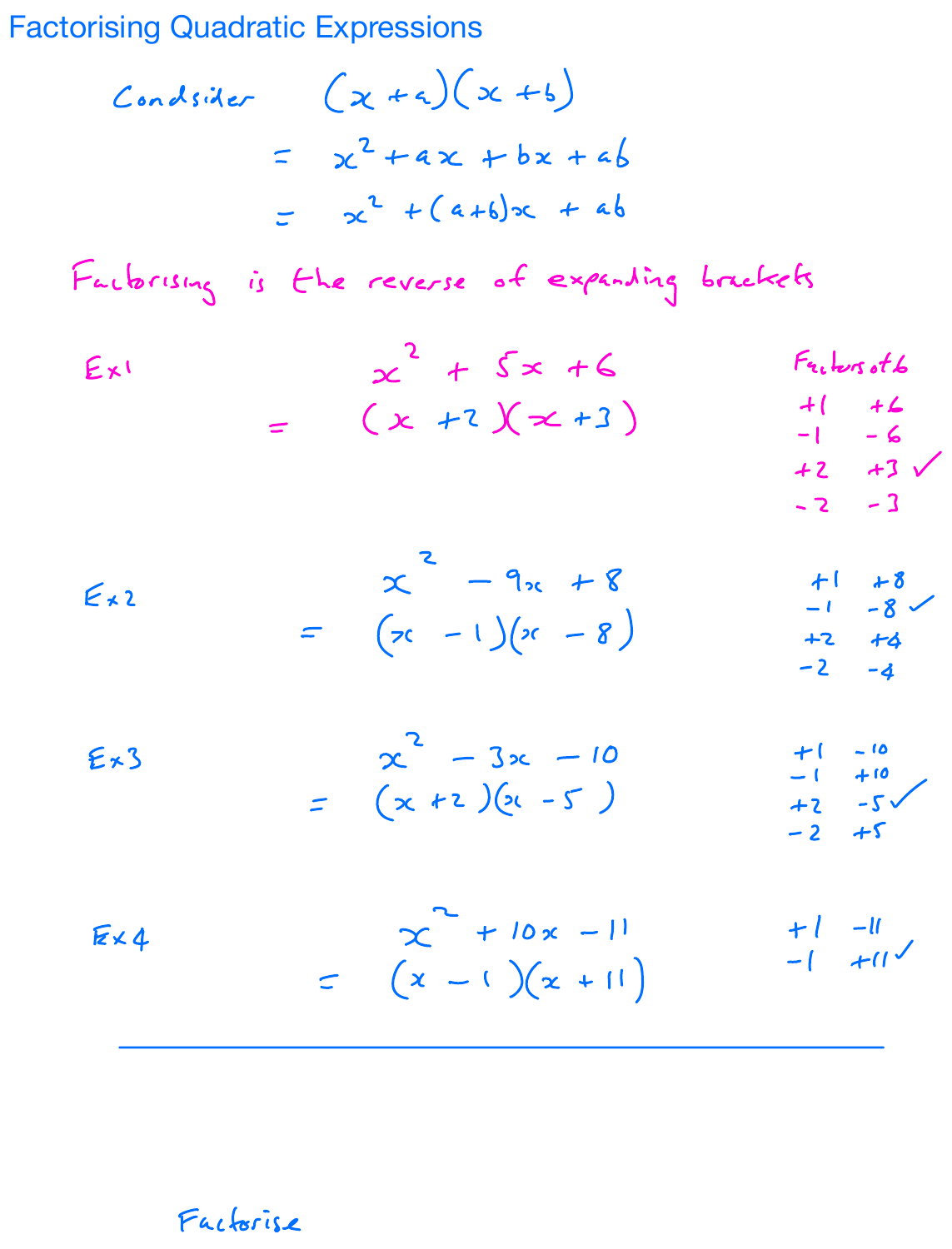# Factorising Quadratic Expressions

Condsider $(x+a)(x+b)$

$$= x^2 + ax + bx + ab$$

$$= x^2 + (a+b)x + ab$$

Factorising is the reverse of expanding brackets

**Ex1**

$$x^2 + 5x + 6$$

$$= (x+2)(x+3)$$

Factors of 6

| | |
|---|---|
| $+1$ | $+6$ |
| $-1$ | $-6$ |
| $+2$ | $+3$ ✓ |
| $-2$ | $-3$ |

**Ex2**

$$x^2 - 9x + 8$$

$$= (x-1)(x-8)$$

| | |
|---|---|
| $+1$ | $+8$ |
| $-1$ | $-8$ ✓ |
| $+2$ | $+4$ |
| $-2$ | $-4$ |

**Ex3**

$$x^2 - 3x - 10$$

$$= (x+2)(x-5)$$

| | |
|---|---|
| $+1$ | $-10$ |
| $-1$ | $+10$ |
| $+2$ | $-5$ ✓ |
| $-2$ | $+5$ |

**Ex4**

$$x^2 + 10x - 11$$

$$= (x-1)(x+11)$$

| | |
|---|---|
| $+1$ | $-11$ |
| $-1$ | $+11$ ✓ |

---

Factorise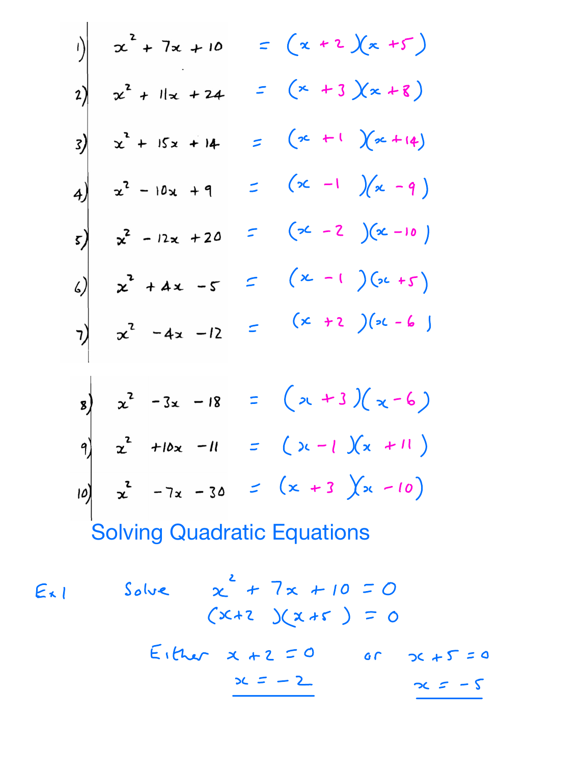1) $x^2 + 7x + 10 = (x+2)(x+5)$

2) $x^2 + 11x + 24 = (x+3)(x+8)$

3) $x^2 + 15x + 14 = (x+1)(x+14)$

4) $x^2 - 10x + 9 = (x-1)(x-9)$

5) $x^2 - 12x + 20 = (x-2)(x-10)$

6) $x^2 + 4x - 5 = (x-1)(x+5)$

7) $x^2 - 4x - 12 = (x+2)(x-6)$

8) $x^2 - 3x - 18 = (x+3)(x-6)$

9) $x^2 + 10x - 11 = (x-1)(x+11)$

10) $x^2 - 7x - 30 = (x+3)(x-10)$

# Solving Quadratic Equations

Ex 1 Solve $x^2 + 7x + 10 = 0$

$$(x+2)(x+5) = 0$$

Either $x + 2 = 0$ or $x + 5 = 0$

$\underline{x = -2}$ $\underline{x = -5}$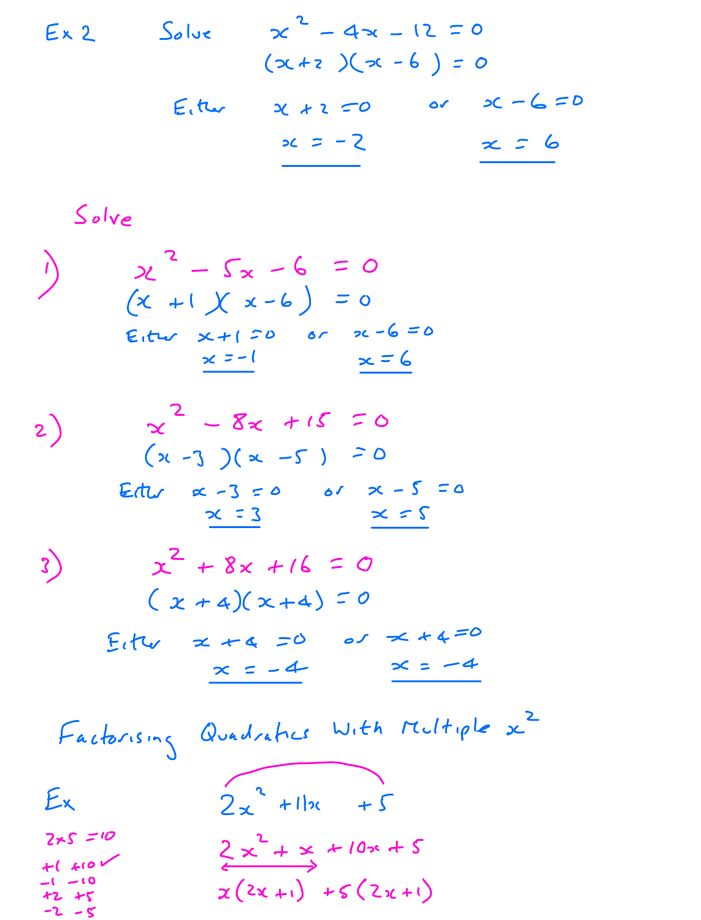**Ex 2** Solve $x^2 - 4x - 12 = 0$

$(x+2)(x-6) = 0$

Either $x + 2 = 0$ or $x - 6 = 0$

$\underline{x = -2}$ $\underline{x = 6}$

**Solve**

1) $x^2 - 5x - 6 = 0$

$(x+1)(x-6) = 0$

Either $x+1 = 0$ or $x - 6 = 0$

$\underline{x = -1}$ $\underline{x = 6}$

2) $x^2 - 8x + 15 = 0$

$(x-3)(x-5) = 0$

Either $x - 3 = 0$ or $x - 5 = 0$

$\underline{x = 3}$ $\underline{x = 5}$

3) $x^2 + 8x + 16 = 0$

$(x+4)(x+4) = 0$

Either $x + 4 = 0$ or $x + 4 = 0$

$\underline{x = -4}$ $\underline{x = -4}$

## Factorising Quadratics With Multiple $x^2$

**Ex** $2x^2 + 11x + 5$

$2 \times 5 = 10$

$+1$ $+10$ ✓
$-1$ $-10$
$+2$ $+5$
$-2$ $-5$

$2x^2 + x + 10x + 5$

$x(2x+1) + 5(2x+1)$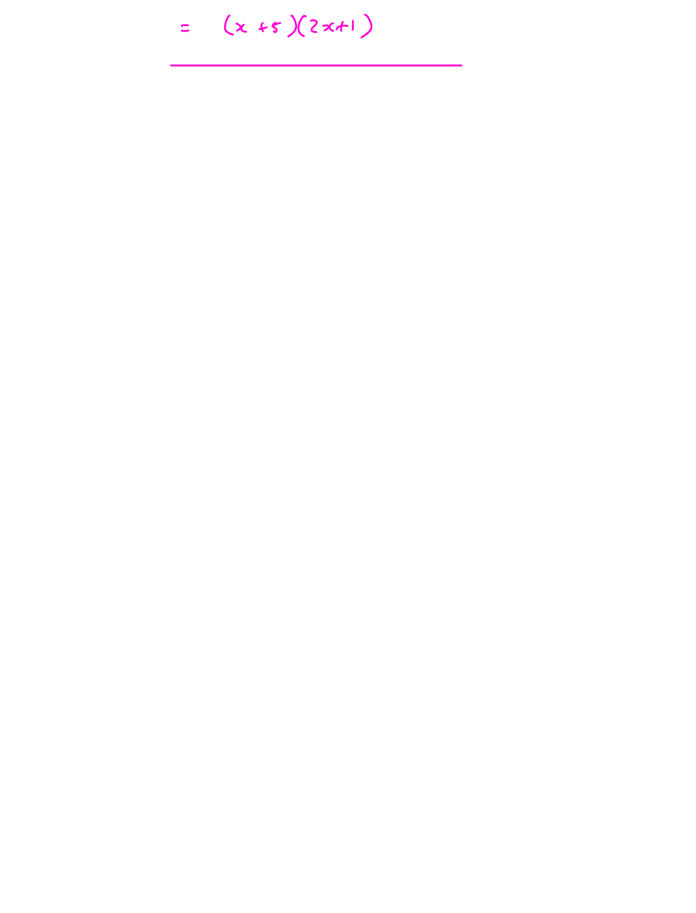$= (x+5)(2x+1)$

---